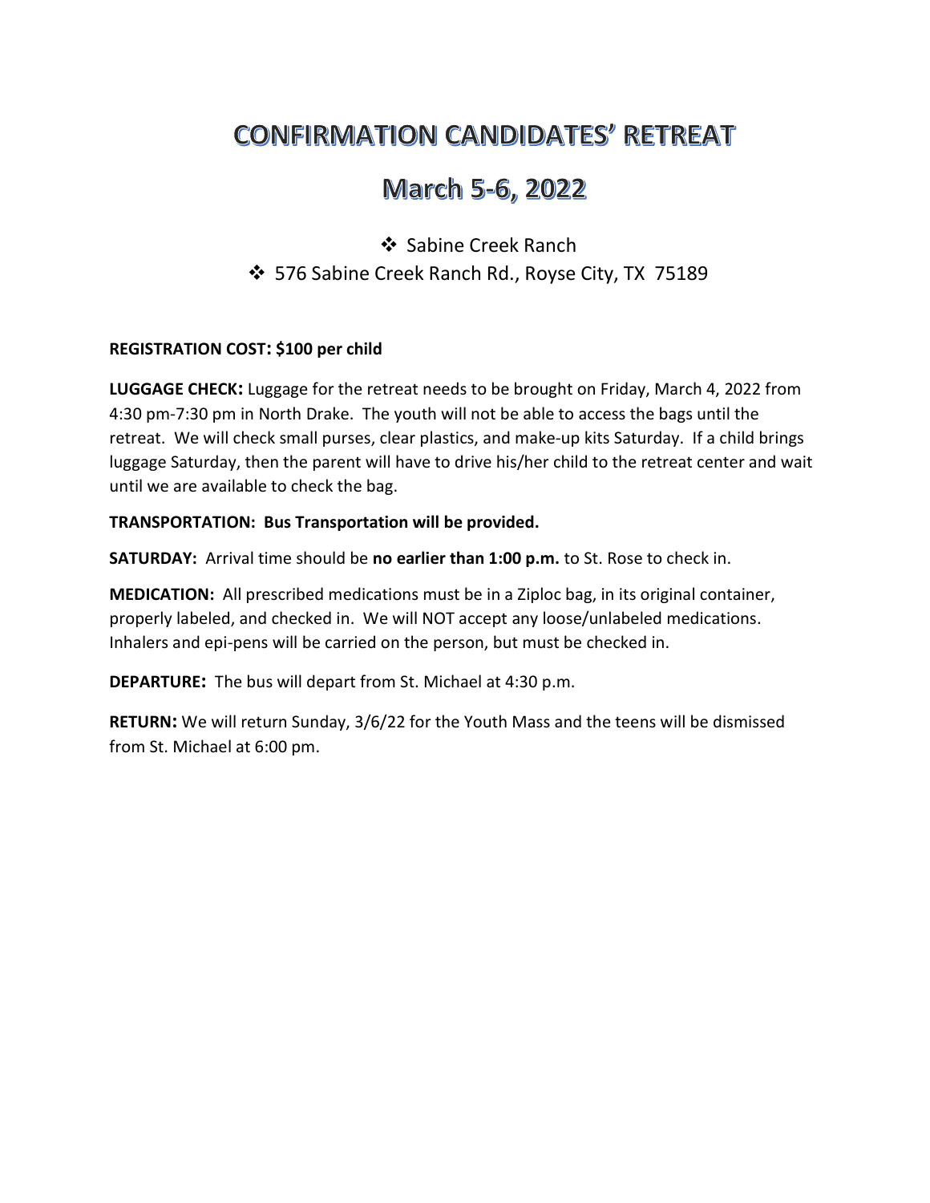# CONFIRMATION CANDIDATES' RETREAT

## March 5-6, 2022

- Sabine Creek Ranch
- 576 Sabine Creek Ranch Rd., Royse City, TX 75189

**REGISTRATION COST: $100 per child**

**LUGGAGE CHECK:** Luggage for the retreat needs to be brought on Friday, March 4, 2022 from 4:30 pm-7:30 pm in North Drake. The youth will not be able to access the bags until the retreat. We will check small purses, clear plastics, and make-up kits Saturday. If a child brings luggage Saturday, then the parent will have to drive his/her child to the retreat center and wait until we are available to check the bag.

**TRANSPORTATION: Bus Transportation will be provided.**

**SATURDAY:** Arrival time should be **no earlier than 1:00 p.m.** to St. Rose to check in.

**MEDICATION:** All prescribed medications must be in a Ziploc bag, in its original container, properly labeled, and checked in. We will NOT accept any loose/unlabeled medications. Inhalers and epi-pens will be carried on the person, but must be checked in.

**DEPARTURE:** The bus will depart from St. Michael at 4:30 p.m.

**RETURN:** We will return Sunday, 3/6/22 for the Youth Mass and the teens will be dismissed from St. Michael at 6:00 pm.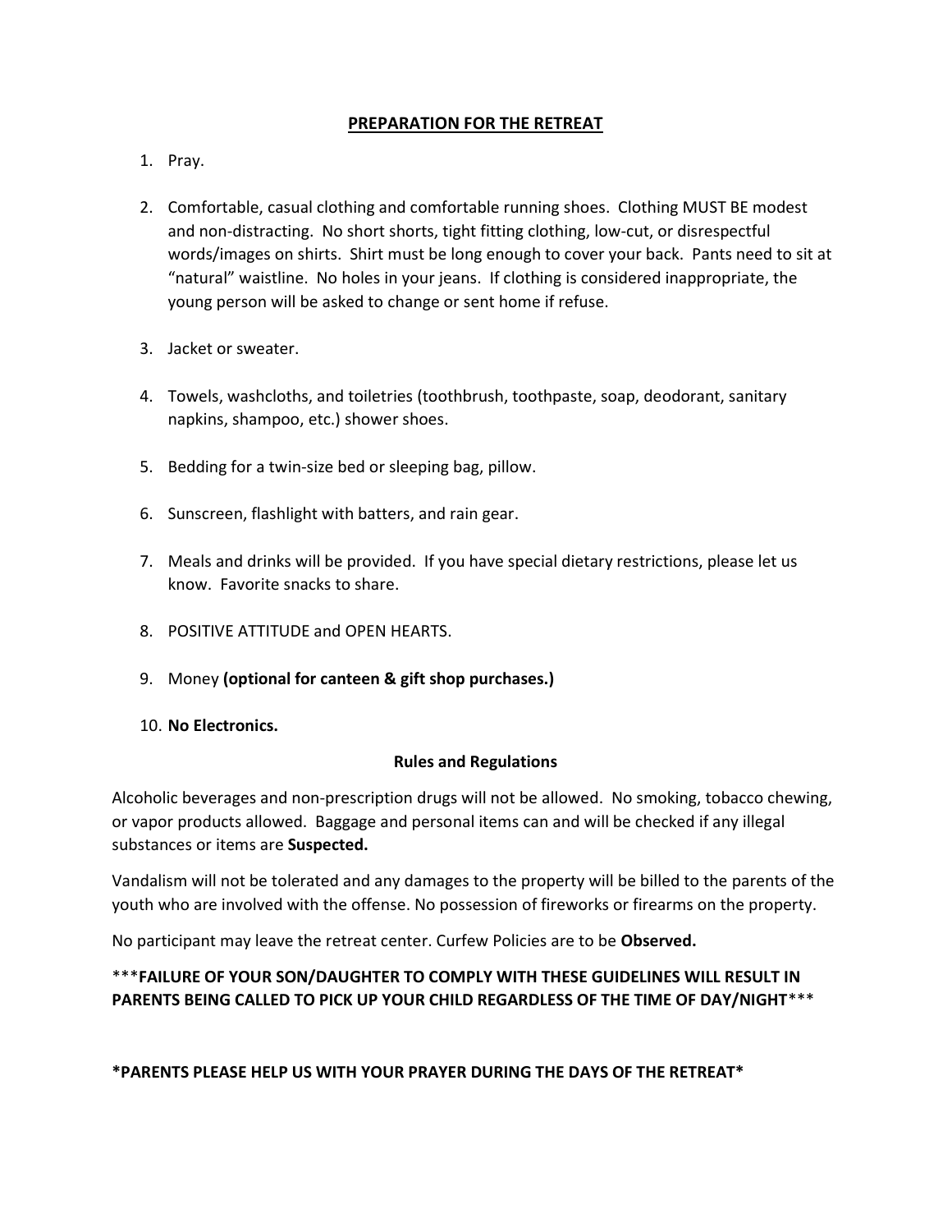## PREPARATION FOR THE RETREAT

1. Pray.

2. Comfortable, casual clothing and comfortable running shoes. Clothing MUST BE modest and non-distracting. No short shorts, tight fitting clothing, low-cut, or disrespectful words/images on shirts. Shirt must be long enough to cover your back. Pants need to sit at "natural" waistline. No holes in your jeans. If clothing is considered inappropriate, the young person will be asked to change or sent home if refuse.

3. Jacket or sweater.

4. Towels, washcloths, and toiletries (toothbrush, toothpaste, soap, deodorant, sanitary napkins, shampoo, etc.) shower shoes.

5. Bedding for a twin-size bed or sleeping bag, pillow.

6. Sunscreen, flashlight with batters, and rain gear.

7. Meals and drinks will be provided. If you have special dietary restrictions, please let us know. Favorite snacks to share.

8. POSITIVE ATTITUDE and OPEN HEARTS.

9. Money **(optional for canteen & gift shop purchases.)**

10. **No Electronics.**

### Rules and Regulations

Alcoholic beverages and non-prescription drugs will not be allowed. No smoking, tobacco chewing, or vapor products allowed. Baggage and personal items can and will be checked if any illegal substances or items are **Suspected.**

Vandalism will not be tolerated and any damages to the property will be billed to the parents of the youth who are involved with the offense. No possession of fireworks or firearms on the property.

No participant may leave the retreat center. Curfew Policies are to be **Observed.**

***__FAILURE OF YOUR SON/DAUGHTER TO COMPLY WITH THESE GUIDELINES WILL RESULT IN PARENTS BEING CALLED TO PICK UP YOUR CHILD REGARDLESS OF THE TIME OF DAY/NIGHT__***

**\*PARENTS PLEASE HELP US WITH YOUR PRAYER DURING THE DAYS OF THE RETREAT\***